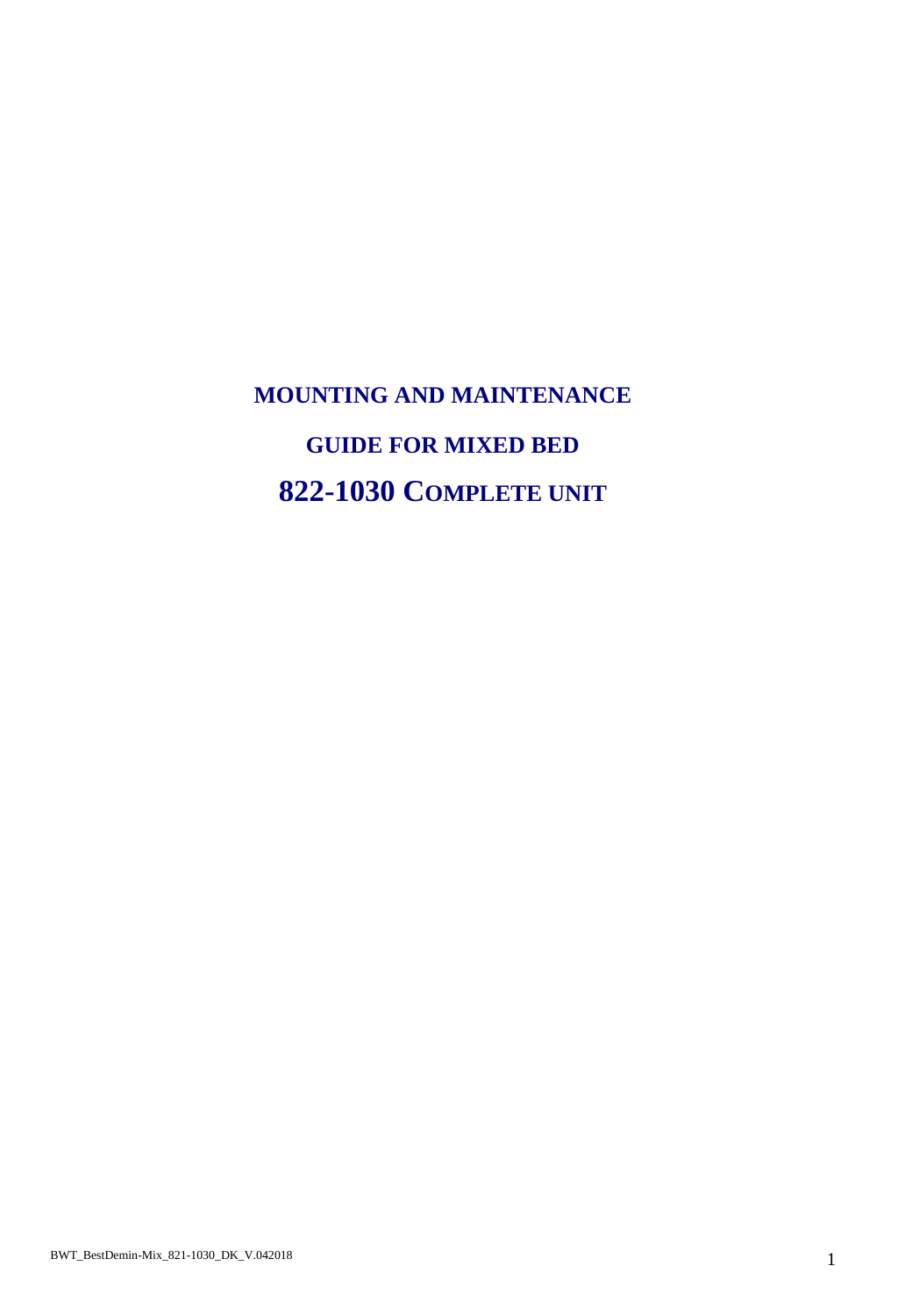# MOUNTING AND MAINTENANCE

# GUIDE FOR MIXED BED

# 822-1030 COMPLETE UNIT

BWT_BestDemin-Mix_821-1030_DK_V.042018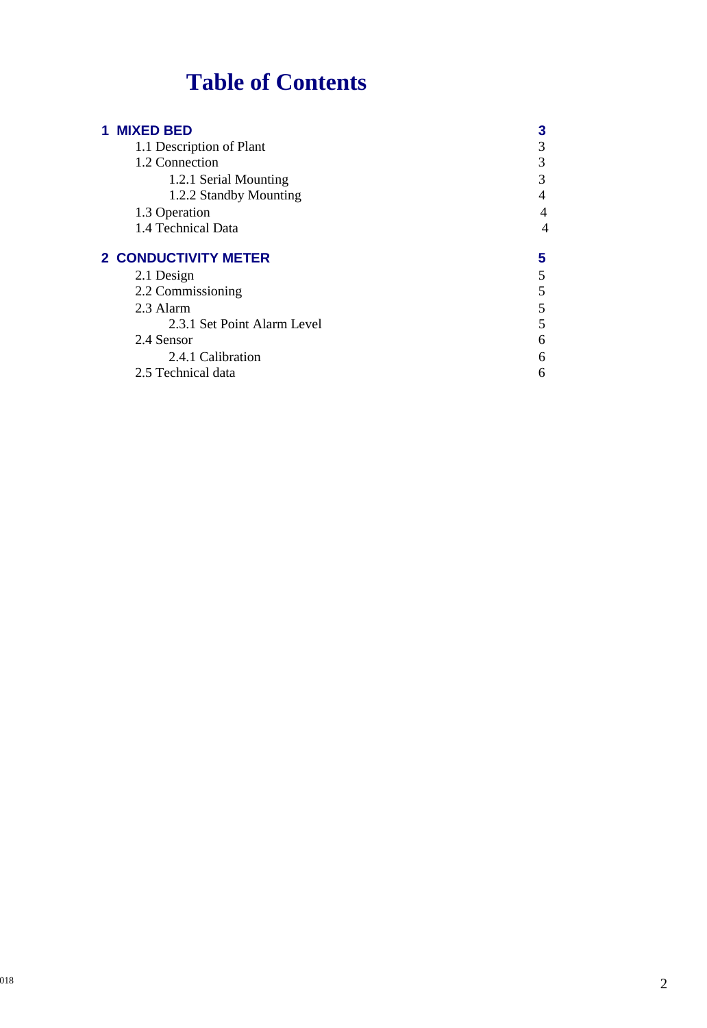# Table of Contents

| | |
|---|---|
| **1 MIXED BED** | **3** |
| 1.1 Description of Plant | 3 |
| 1.2 Connection | 3 |
| 1.2.1 Serial Mounting | 3 |
| 1.2.2 Standby Mounting | 4 |
| 1.3 Operation | 4 |
| 1.4 Technical Data | 4 |
| **2 CONDUCTIVITY METER** | **5** |
| 2.1 Design | 5 |
| 2.2 Commissioning | 5 |
| 2.3 Alarm | 5 |
| 2.3.1 Set Point Alarm Level | 5 |
| 2.4 Sensor | 6 |
| 2.4.1 Calibration | 6 |
| 2.5 Technical data | 6 |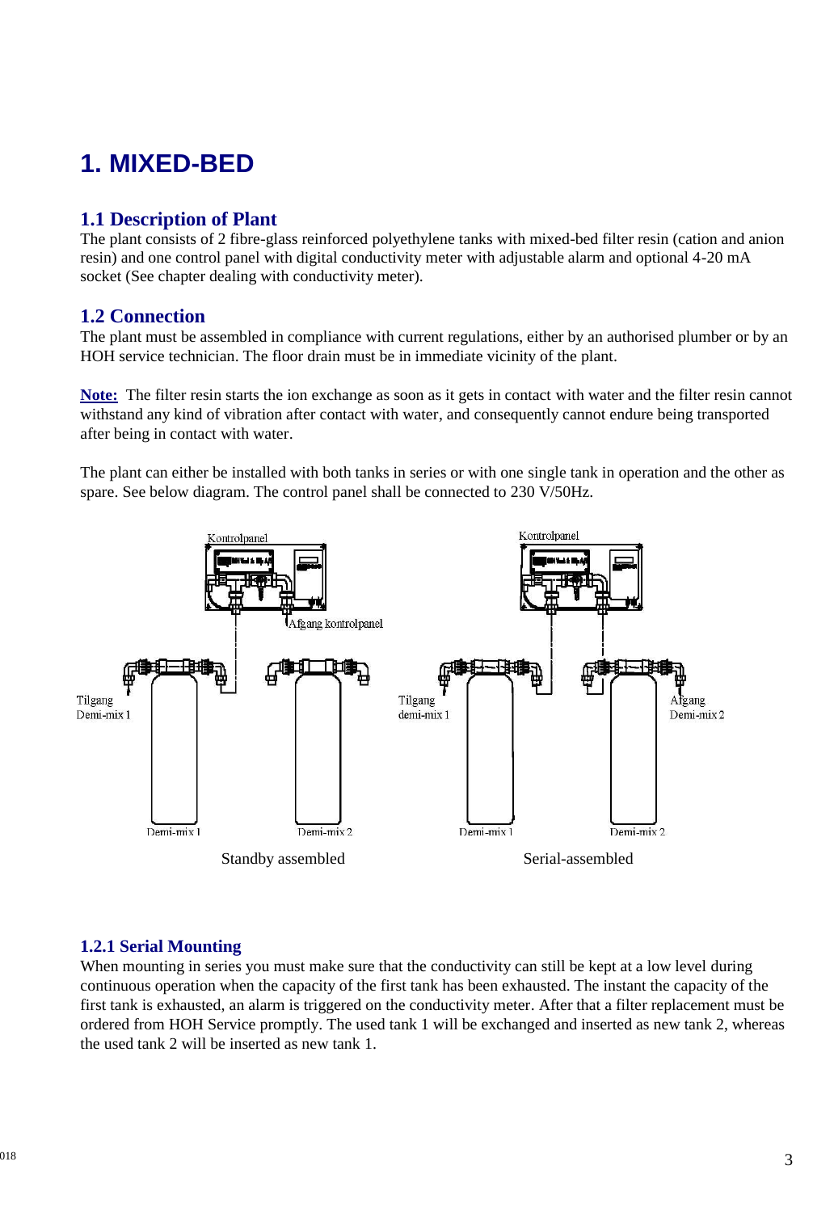# 1. MIXED-BED

## 1.1 Description of Plant

The plant consists of 2 fibre-glass reinforced polyethylene tanks with mixed-bed filter resin (cation and anion resin) and one control panel with digital conductivity meter with adjustable alarm and optional 4-20 mA socket (See chapter dealing with conductivity meter).

## 1.2 Connection

The plant must be assembled in compliance with current regulations, either by an authorised plumber or by an HOH service technician. The floor drain must be in immediate vicinity of the plant.

**Note:** The filter resin starts the ion exchange as soon as it gets in contact with water and the filter resin cannot withstand any kind of vibration after contact with water, and consequently cannot endure being transported after being in contact with water.

The plant can either be installed with both tanks in series or with one single tank in operation and the other as spare. See below diagram. The control panel shall be connected to 230 V/50Hz.

Kontrolpanel

Afgang kontrolpanel

Tilgang Demi-mix 1

Demi-mix 1

Demi-mix 2

Standby assembled

Kontrolpanel

Tilgang demi-mix 1

Afgang Demi-mix 2

Demi-mix 1

Demi-mix 2

Serial-assembled

### 1.2.1 Serial Mounting

When mounting in series you must make sure that the conductivity can still be kept at a low level during continuous operation when the capacity of the first tank has been exhausted. The instant the capacity of the first tank is exhausted, an alarm is triggered on the conductivity meter. After that a filter replacement must be ordered from HOH Service promptly. The used tank 1 will be exchanged and inserted as new tank 2, whereas the used tank 2 will be inserted as new tank 1.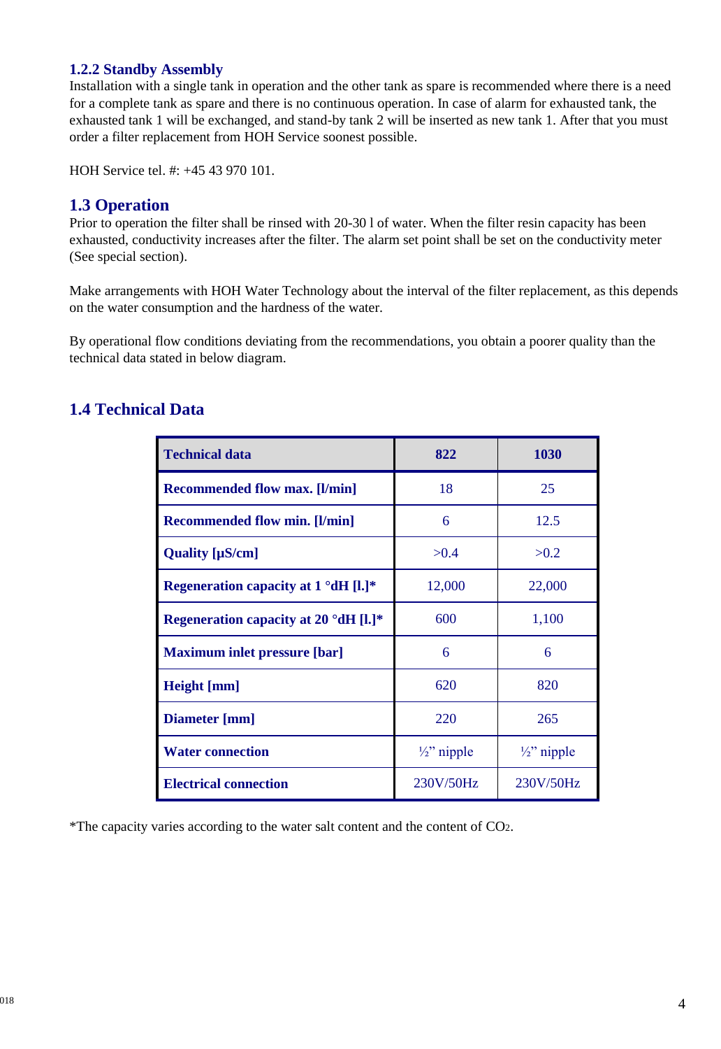### 1.2.2 Standby Assembly

Installation with a single tank in operation and the other tank as spare is recommended where there is a need for a complete tank as spare and there is no continuous operation. In case of alarm for exhausted tank, the exhausted tank 1 will be exchanged, and stand-by tank 2 will be inserted as new tank 1. After that you must order a filter replacement from HOH Service soonest possible.

HOH Service tel. #: +45 43 970 101.

## 1.3 Operation

Prior to operation the filter shall be rinsed with 20-30 l of water. When the filter resin capacity has been exhausted, conductivity increases after the filter. The alarm set point shall be set on the conductivity meter (See special section).

Make arrangements with HOH Water Technology about the interval of the filter replacement, as this depends on the water consumption and the hardness of the water.

By operational flow conditions deviating from the recommendations, you obtain a poorer quality than the technical data stated in below diagram.

## 1.4 Technical Data

| Technical data | 822 | 1030 |
|---|---|---|
| Recommended flow max. [l/min] | 18 | 25 |
| Recommended flow min. [l/min] | 6 | 12.5 |
| Quality [µS/cm] | >0.4 | >0.2 |
| Regeneration capacity at 1 °dH [l.]* | 12,000 | 22,000 |
| Regeneration capacity at 20 °dH [l.]* | 600 | 1,100 |
| Maximum inlet pressure [bar] | 6 | 6 |
| Height [mm] | 620 | 820 |
| Diameter [mm] | 220 | 265 |
| Water connection | ½" nipple | ½" nipple |
| Electrical connection | 230V/50Hz | 230V/50Hz |

*The capacity varies according to the water salt content and the content of $CO_2$.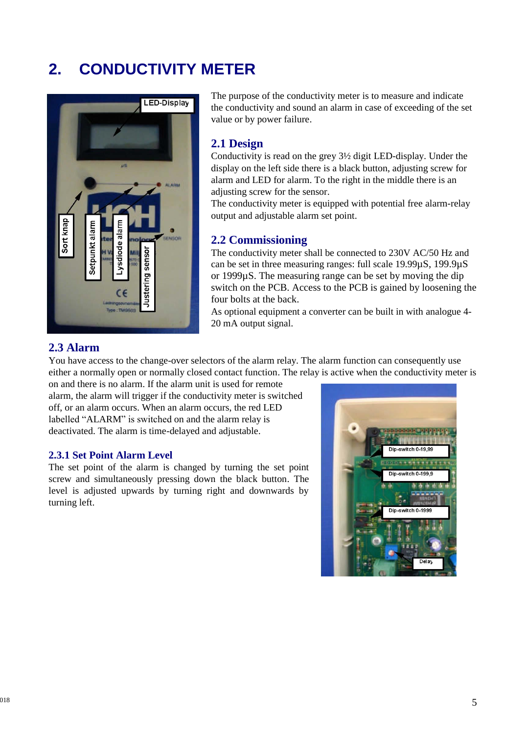# 2. CONDUCTIVITY METER

The purpose of the conductivity meter is to measure and indicate the conductivity and sound an alarm in case of exceeding of the set value or by power failure.

## 2.1 Design

Conductivity is read on the grey 3½ digit LED-display. Under the display on the left side there is a black button, adjusting screw for alarm and LED for alarm. To the right in the middle there is an adjusting screw for the sensor.

The conductivity meter is equipped with potential free alarm-relay output and adjustable alarm set point.

## 2.2 Commissioning

The conductivity meter shall be connected to 230V AC/50 Hz and can be set in three measuring ranges: full scale 19.99µS, 199.9µS or 1999µS. The measuring range can be set by moving the dip switch on the PCB. Access to the PCB is gained by loosening the four bolts at the back.

As optional equipment a converter can be built in with analogue 4-20 mA output signal.

## 2.3 Alarm

You have access to the change-over selectors of the alarm relay. The alarm function can consequently use either a normally open or normally closed contact function. The relay is active when the conductivity meter is on and there is no alarm. If the alarm unit is used for remote alarm, the alarm will trigger if the conductivity meter is switched off, or an alarm occurs. When an alarm occurs, the red LED labelled "ALARM" is switched on and the alarm relay is deactivated. The alarm is time-delayed and adjustable.

### 2.3.1 Set Point Alarm Level

The set point of the alarm is changed by turning the set point screw and simultaneously pressing down the black button. The level is adjusted upwards by turning right and downwards by turning left.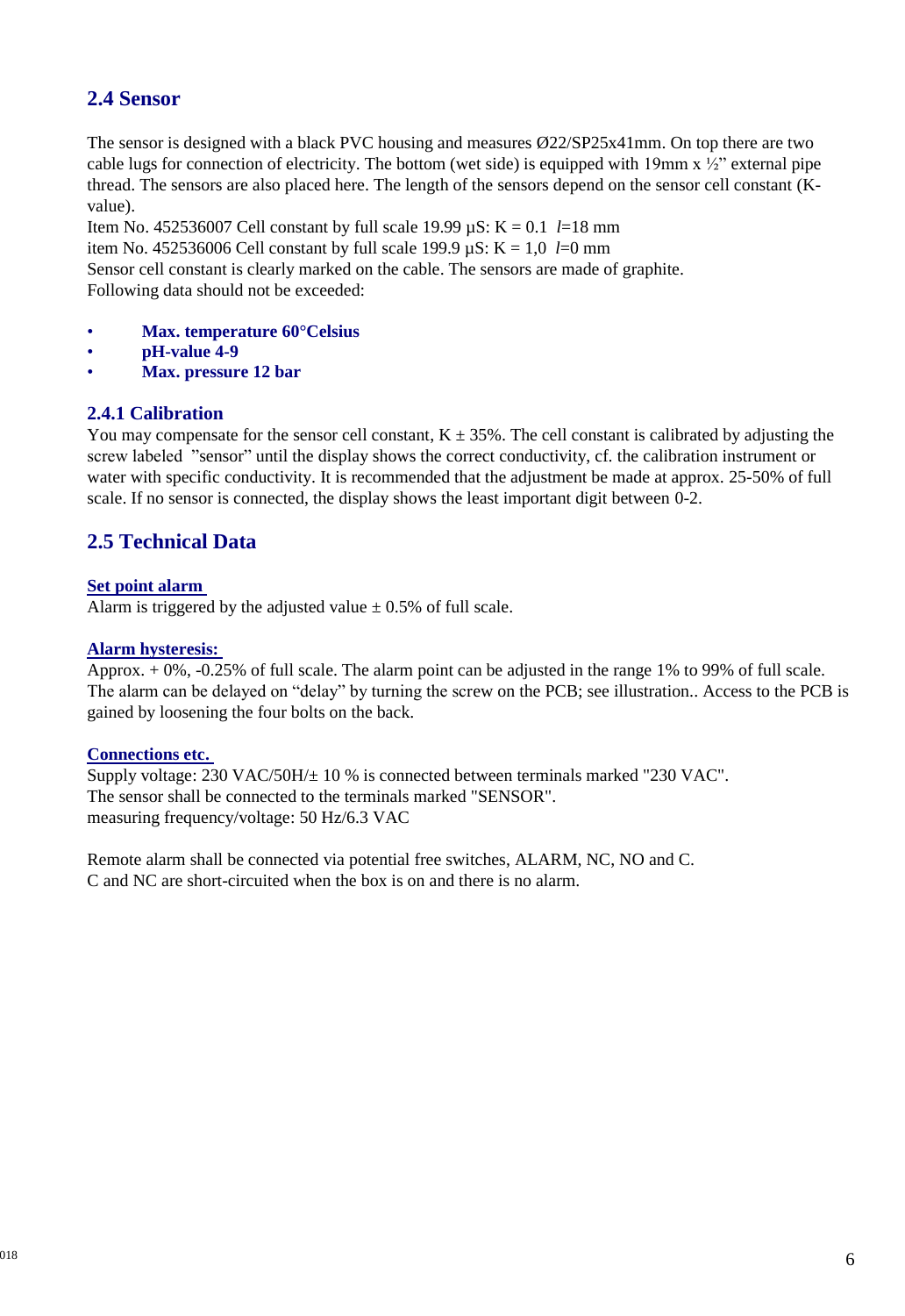## 2.4 Sensor

The sensor is designed with a black PVC housing and measures Ø22/SP25x41mm. On top there are two cable lugs for connection of electricity. The bottom (wet side) is equipped with 19mm x ½" external pipe thread. The sensors are also placed here. The length of the sensors depend on the sensor cell constant (K-value).

Item No. 452536007 Cell constant by full scale 19.99 µS: K = 0.1  *l*=18 mm
item No. 452536006 Cell constant by full scale 199.9 µS: K = 1,0  *l*=0 mm
Sensor cell constant is clearly marked on the cable. The sensors are made of graphite.
Following data should not be exceeded:

- **Max. temperature 60°Celsius**
- **pH-value 4-9**
- **Max. pressure 12 bar**

### 2.4.1 Calibration

You may compensate for the sensor cell constant, K ± 35%. The cell constant is calibrated by adjusting the screw labeled "sensor" until the display shows the correct conductivity, cf. the calibration instrument or water with specific conductivity. It is recommended that the adjustment be made at approx. 25-50% of full scale. If no sensor is connected, the display shows the least important digit between 0-2.

## 2.5 Technical Data

**Set point alarm**
Alarm is triggered by the adjusted value ± 0.5% of full scale.

**Alarm hysteresis:**
Approx. + 0%, -0.25% of full scale. The alarm point can be adjusted in the range 1% to 99% of full scale. The alarm can be delayed on "delay" by turning the screw on the PCB; see illustration.. Access to the PCB is gained by loosening the four bolts on the back.

**Connections etc.**
Supply voltage: 230 VAC/50H/± 10 % is connected between terminals marked "230 VAC".
The sensor shall be connected to the terminals marked "SENSOR".
measuring frequency/voltage: 50 Hz/6.3 VAC

Remote alarm shall be connected via potential free switches, ALARM, NC, NO and C.
C and NC are short-circuited when the box is on and there is no alarm.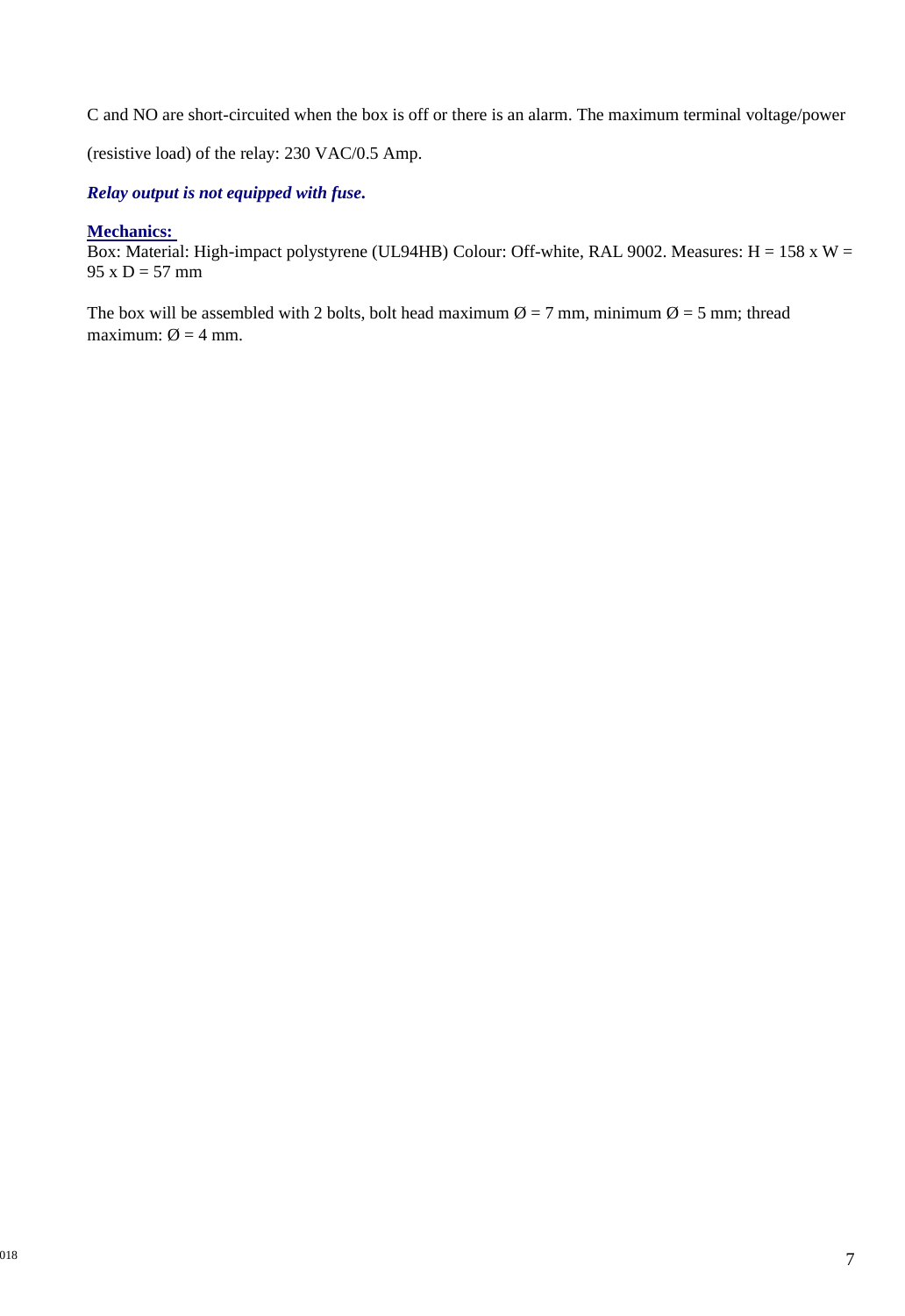C and NO are short-circuited when the box is off or there is an alarm. The maximum terminal voltage/power

(resistive load) of the relay: 230 VAC/0.5 Amp.

***Relay output is not equipped with fuse.***

**Mechanics:**

Box: Material: High-impact polystyrene (UL94HB) Colour: Off-white, RAL 9002. Measures: H = 158 x W = 95 x D = 57 mm

The box will be assembled with 2 bolts, bolt head maximum Ø = 7 mm, minimum Ø = 5 mm; thread maximum: Ø = 4 mm.